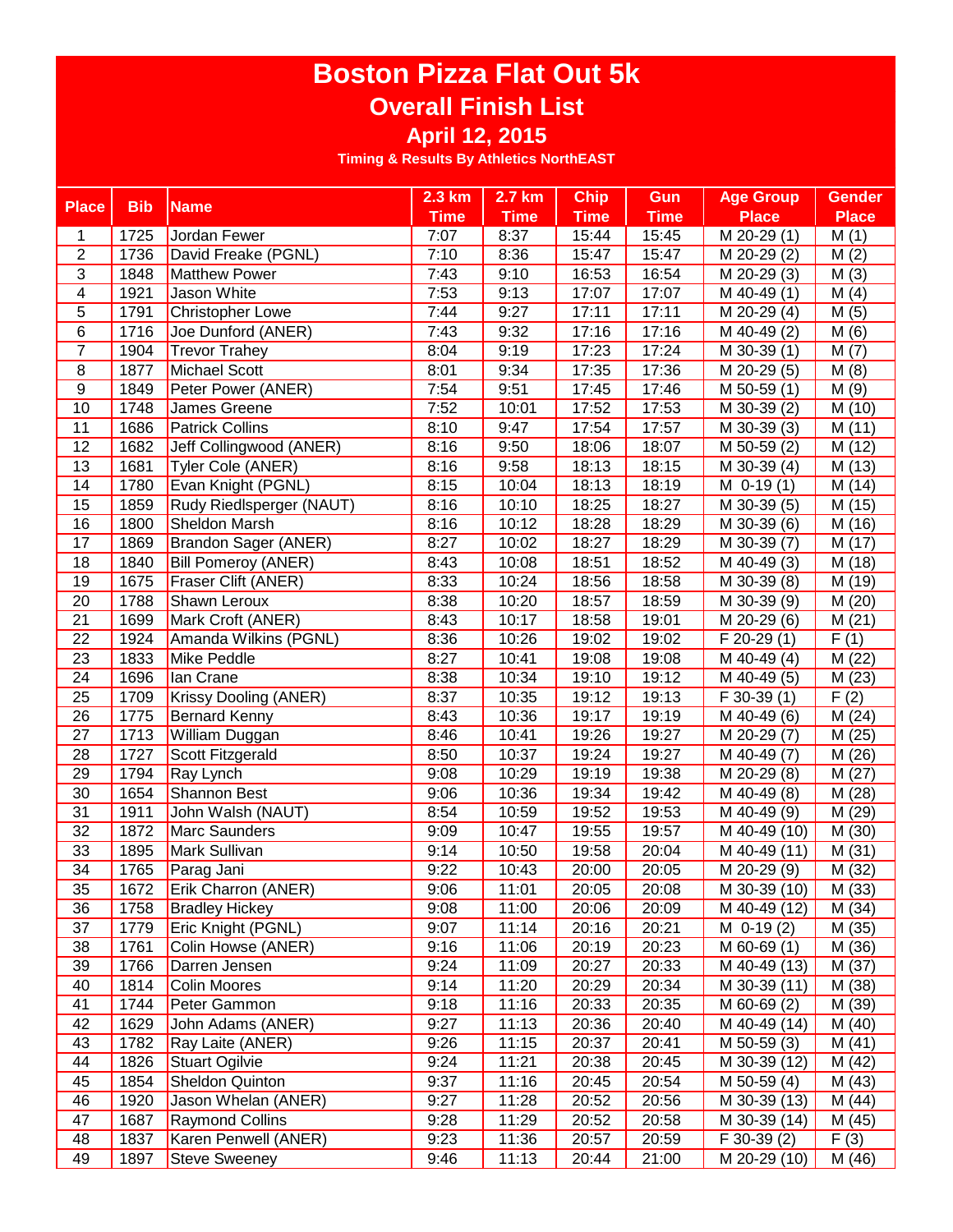# Boston Pizza Flat Out 5k

## Overall Finish List

### April 12, 2015

Timing & Results By Athletics NorthEAST

| Place | Bib | Name | 2.3 km Time | 2.7 km Time | Chip Time | Gun Time | Age Group Place | Gender Place |
|---|---|---|---|---|---|---|---|---|
| 1 | 1725 | Jordan Fewer | 7:07 | 8:37 | 15:44 | 15:45 | M 20-29 (1) | M (1) |
| 2 | 1736 | David Freake (PGNL) | 7:10 | 8:36 | 15:47 | 15:47 | M 20-29 (2) | M (2) |
| 3 | 1848 | Matthew Power | 7:43 | 9:10 | 16:53 | 16:54 | M 20-29 (3) | M (3) |
| 4 | 1921 | Jason White | 7:53 | 9:13 | 17:07 | 17:07 | M 40-49 (1) | M (4) |
| 5 | 1791 | Christopher Lowe | 7:44 | 9:27 | 17:11 | 17:11 | M 20-29 (4) | M (5) |
| 6 | 1716 | Joe Dunford (ANER) | 7:43 | 9:32 | 17:16 | 17:16 | M 40-49 (2) | M (6) |
| 7 | 1904 | Trevor Trahey | 8:04 | 9:19 | 17:23 | 17:24 | M 30-39 (1) | M (7) |
| 8 | 1877 | Michael Scott | 8:01 | 9:34 | 17:35 | 17:36 | M 20-29 (5) | M (8) |
| 9 | 1849 | Peter Power (ANER) | 7:54 | 9:51 | 17:45 | 17:46 | M 50-59 (1) | M (9) |
| 10 | 1748 | James Greene | 7:52 | 10:01 | 17:52 | 17:53 | M 30-39 (2) | M (10) |
| 11 | 1686 | Patrick Collins | 8:10 | 9:47 | 17:54 | 17:57 | M 30-39 (3) | M (11) |
| 12 | 1682 | Jeff Collingwood (ANER) | 8:16 | 9:50 | 18:06 | 18:07 | M 50-59 (2) | M (12) |
| 13 | 1681 | Tyler Cole (ANER) | 8:16 | 9:58 | 18:13 | 18:15 | M 30-39 (4) | M (13) |
| 14 | 1780 | Evan Knight (PGNL) | 8:15 | 10:04 | 18:13 | 18:19 | M 0-19 (1) | M (14) |
| 15 | 1859 | Rudy Riedlsperger (NAUT) | 8:16 | 10:10 | 18:25 | 18:27 | M 30-39 (5) | M (15) |
| 16 | 1800 | Sheldon Marsh | 8:16 | 10:12 | 18:28 | 18:29 | M 30-39 (6) | M (16) |
| 17 | 1869 | Brandon Sager (ANER) | 8:27 | 10:02 | 18:27 | 18:29 | M 30-39 (7) | M (17) |
| 18 | 1840 | Bill Pomeroy (ANER) | 8:43 | 10:08 | 18:51 | 18:52 | M 40-49 (3) | M (18) |
| 19 | 1675 | Fraser Clift (ANER) | 8:33 | 10:24 | 18:56 | 18:58 | M 30-39 (8) | M (19) |
| 20 | 1788 | Shawn Leroux | 8:38 | 10:20 | 18:57 | 18:59 | M 30-39 (9) | M (20) |
| 21 | 1699 | Mark Croft (ANER) | 8:43 | 10:17 | 18:58 | 19:01 | M 20-29 (6) | M (21) |
| 22 | 1924 | Amanda Wilkins (PGNL) | 8:36 | 10:26 | 19:02 | 19:02 | F 20-29 (1) | F (1) |
| 23 | 1833 | Mike Peddle | 8:27 | 10:41 | 19:08 | 19:08 | M 40-49 (4) | M (22) |
| 24 | 1696 | Ian Crane | 8:38 | 10:34 | 19:10 | 19:12 | M 40-49 (5) | M (23) |
| 25 | 1709 | Krissy Dooling (ANER) | 8:37 | 10:35 | 19:12 | 19:13 | F 30-39 (1) | F (2) |
| 26 | 1775 | Bernard Kenny | 8:43 | 10:36 | 19:17 | 19:19 | M 40-49 (6) | M (24) |
| 27 | 1713 | William Duggan | 8:46 | 10:41 | 19:26 | 19:27 | M 20-29 (7) | M (25) |
| 28 | 1727 | Scott Fitzgerald | 8:50 | 10:37 | 19:24 | 19:27 | M 40-49 (7) | M (26) |
| 29 | 1794 | Ray Lynch | 9:08 | 10:29 | 19:19 | 19:38 | M 20-29 (8) | M (27) |
| 30 | 1654 | Shannon Best | 9:06 | 10:36 | 19:34 | 19:42 | M 40-49 (8) | M (28) |
| 31 | 1911 | John Walsh (NAUT) | 8:54 | 10:59 | 19:52 | 19:53 | M 40-49 (9) | M (29) |
| 32 | 1872 | Marc Saunders | 9:09 | 10:47 | 19:55 | 19:57 | M 40-49 (10) | M (30) |
| 33 | 1895 | Mark Sullivan | 9:14 | 10:50 | 19:58 | 20:04 | M 40-49 (11) | M (31) |
| 34 | 1765 | Parag Jani | 9:22 | 10:43 | 20:00 | 20:05 | M 20-29 (9) | M (32) |
| 35 | 1672 | Erik Charron (ANER) | 9:06 | 11:01 | 20:05 | 20:08 | M 30-39 (10) | M (33) |
| 36 | 1758 | Bradley Hickey | 9:08 | 11:00 | 20:06 | 20:09 | M 40-49 (12) | M (34) |
| 37 | 1779 | Eric Knight (PGNL) | 9:07 | 11:14 | 20:16 | 20:21 | M 0-19 (2) | M (35) |
| 38 | 1761 | Colin Howse (ANER) | 9:16 | 11:06 | 20:19 | 20:23 | M 60-69 (1) | M (36) |
| 39 | 1766 | Darren Jensen | 9:24 | 11:09 | 20:27 | 20:33 | M 40-49 (13) | M (37) |
| 40 | 1814 | Colin Moores | 9:14 | 11:20 | 20:29 | 20:34 | M 30-39 (11) | M (38) |
| 41 | 1744 | Peter Gammon | 9:18 | 11:16 | 20:33 | 20:35 | M 60-69 (2) | M (39) |
| 42 | 1629 | John Adams (ANER) | 9:27 | 11:13 | 20:36 | 20:40 | M 40-49 (14) | M (40) |
| 43 | 1782 | Ray Laite (ANER) | 9:26 | 11:15 | 20:37 | 20:41 | M 50-59 (3) | M (41) |
| 44 | 1826 | Stuart Ogilvie | 9:24 | 11:21 | 20:38 | 20:45 | M 30-39 (12) | M (42) |
| 45 | 1854 | Sheldon Quinton | 9:37 | 11:16 | 20:45 | 20:54 | M 50-59 (4) | M (43) |
| 46 | 1920 | Jason Whelan (ANER) | 9:27 | 11:28 | 20:52 | 20:56 | M 30-39 (13) | M (44) |
| 47 | 1687 | Raymond Collins | 9:28 | 11:29 | 20:52 | 20:58 | M 30-39 (14) | M (45) |
| 48 | 1837 | Karen Penwell (ANER) | 9:23 | 11:36 | 20:57 | 20:59 | F 30-39 (2) | F (3) |
| 49 | 1897 | Steve Sweeney | 9:46 | 11:13 | 20:44 | 21:00 | M 20-29 (10) | M (46) |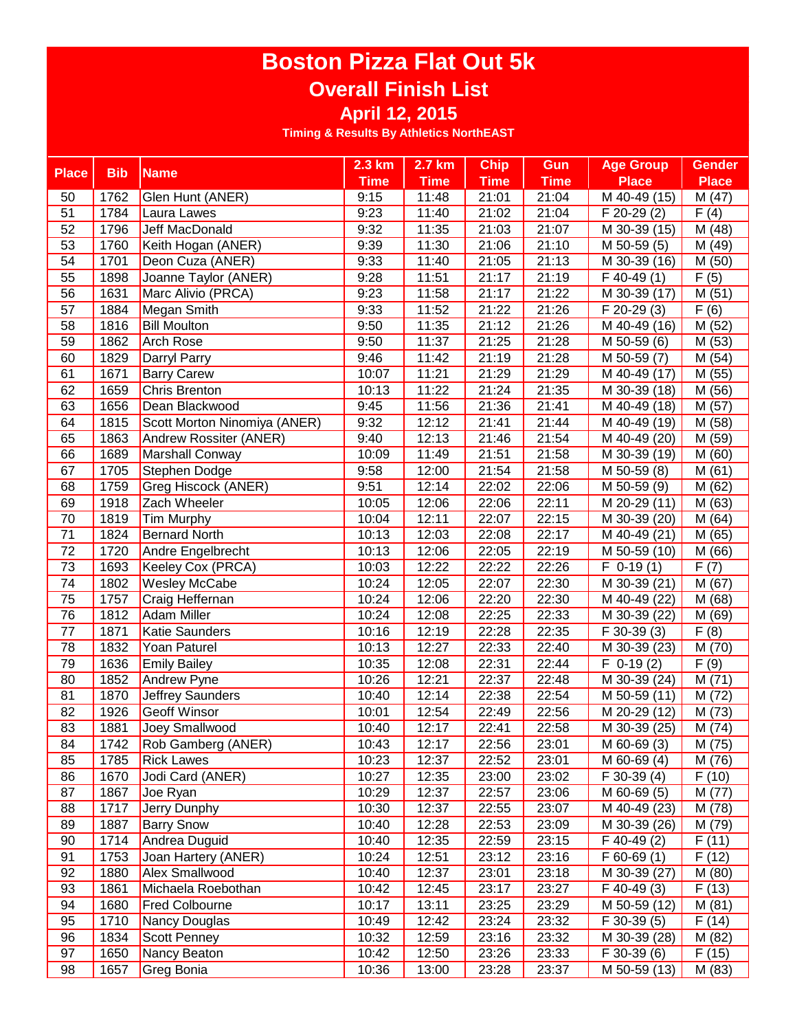# Boston Pizza Flat Out 5k

## Overall Finish List

### April 12, 2015

**Timing & Results By Athletics NorthEAST**

| Place | Bib | Name | 2.3 km Time | 2.7 km Time | Chip Time | Gun Time | Age Group Place | Gender Place |
|---|---|---|---|---|---|---|---|---|
| 50 | 1762 | Glen Hunt (ANER) | 9:15 | 11:48 | 21:01 | 21:04 | M 40-49 (15) | M (47) |
| 51 | 1784 | Laura Lawes | 9:23 | 11:40 | 21:02 | 21:04 | F 20-29 (2) | F (4) |
| 52 | 1796 | Jeff MacDonald | 9:32 | 11:35 | 21:03 | 21:07 | M 30-39 (15) | M (48) |
| 53 | 1760 | Keith Hogan (ANER) | 9:39 | 11:30 | 21:06 | 21:10 | M 50-59 (5) | M (49) |
| 54 | 1701 | Deon Cuza (ANER) | 9:33 | 11:40 | 21:05 | 21:13 | M 30-39 (16) | M (50) |
| 55 | 1898 | Joanne Taylor (ANER) | 9:28 | 11:51 | 21:17 | 21:19 | F 40-49 (1) | F (5) |
| 56 | 1631 | Marc Alivio (PRCA) | 9:23 | 11:58 | 21:17 | 21:22 | M 30-39 (17) | M (51) |
| 57 | 1884 | Megan Smith | 9:33 | 11:52 | 21:22 | 21:26 | F 20-29 (3) | F (6) |
| 58 | 1816 | Bill Moulton | 9:50 | 11:35 | 21:12 | 21:26 | M 40-49 (16) | M (52) |
| 59 | 1862 | Arch Rose | 9:50 | 11:37 | 21:25 | 21:28 | M 50-59 (6) | M (53) |
| 60 | 1829 | Darryl Parry | 9:46 | 11:42 | 21:19 | 21:28 | M 50-59 (7) | M (54) |
| 61 | 1671 | Barry Carew | 10:07 | 11:21 | 21:29 | 21:29 | M 40-49 (17) | M (55) |
| 62 | 1659 | Chris Brenton | 10:13 | 11:22 | 21:24 | 21:35 | M 30-39 (18) | M (56) |
| 63 | 1656 | Dean Blackwood | 9:45 | 11:56 | 21:36 | 21:41 | M 40-49 (18) | M (57) |
| 64 | 1815 | Scott Morton Ninomiya (ANER) | 9:32 | 12:12 | 21:41 | 21:44 | M 40-49 (19) | M (58) |
| 65 | 1863 | Andrew Rossiter (ANER) | 9:40 | 12:13 | 21:46 | 21:54 | M 40-49 (20) | M (59) |
| 66 | 1689 | Marshall Conway | 10:09 | 11:49 | 21:51 | 21:58 | M 30-39 (19) | M (60) |
| 67 | 1705 | Stephen Dodge | 9:58 | 12:00 | 21:54 | 21:58 | M 50-59 (8) | M (61) |
| 68 | 1759 | Greg Hiscock (ANER) | 9:51 | 12:14 | 22:02 | 22:06 | M 50-59 (9) | M (62) |
| 69 | 1918 | Zach Wheeler | 10:05 | 12:06 | 22:06 | 22:11 | M 20-29 (11) | M (63) |
| 70 | 1819 | Tim Murphy | 10:04 | 12:11 | 22:07 | 22:15 | M 30-39 (20) | M (64) |
| 71 | 1824 | Bernard North | 10:13 | 12:03 | 22:08 | 22:17 | M 40-49 (21) | M (65) |
| 72 | 1720 | Andre Engelbrecht | 10:13 | 12:06 | 22:05 | 22:19 | M 50-59 (10) | M (66) |
| 73 | 1693 | Keeley Cox (PRCA) | 10:03 | 12:22 | 22:22 | 22:26 | F 0-19 (1) | F (7) |
| 74 | 1802 | Wesley McCabe | 10:24 | 12:05 | 22:07 | 22:30 | M 30-39 (21) | M (67) |
| 75 | 1757 | Craig Heffernan | 10:24 | 12:06 | 22:20 | 22:30 | M 40-49 (22) | M (68) |
| 76 | 1812 | Adam Miller | 10:24 | 12:08 | 22:25 | 22:33 | M 30-39 (22) | M (69) |
| 77 | 1871 | Katie Saunders | 10:16 | 12:19 | 22:28 | 22:35 | F 30-39 (3) | F (8) |
| 78 | 1832 | Yoan Paturel | 10:13 | 12:27 | 22:33 | 22:40 | M 30-39 (23) | M (70) |
| 79 | 1636 | Emily Bailey | 10:35 | 12:08 | 22:31 | 22:44 | F 0-19 (2) | F (9) |
| 80 | 1852 | Andrew Pyne | 10:26 | 12:21 | 22:37 | 22:48 | M 30-39 (24) | M (71) |
| 81 | 1870 | Jeffrey Saunders | 10:40 | 12:14 | 22:38 | 22:54 | M 50-59 (11) | M (72) |
| 82 | 1926 | Geoff Winsor | 10:01 | 12:54 | 22:49 | 22:56 | M 20-29 (12) | M (73) |
| 83 | 1881 | Joey Smallwood | 10:40 | 12:17 | 22:41 | 22:58 | M 30-39 (25) | M (74) |
| 84 | 1742 | Rob Gamberg (ANER) | 10:43 | 12:17 | 22:56 | 23:01 | M 60-69 (3) | M (75) |
| 85 | 1785 | Rick Lawes | 10:23 | 12:37 | 22:52 | 23:01 | M 60-69 (4) | M (76) |
| 86 | 1670 | Jodi Card (ANER) | 10:27 | 12:35 | 23:00 | 23:02 | F 30-39 (4) | F (10) |
| 87 | 1867 | Joe Ryan | 10:29 | 12:37 | 22:57 | 23:06 | M 60-69 (5) | M (77) |
| 88 | 1717 | Jerry Dunphy | 10:30 | 12:37 | 22:55 | 23:07 | M 40-49 (23) | M (78) |
| 89 | 1887 | Barry Snow | 10:40 | 12:28 | 22:53 | 23:09 | M 30-39 (26) | M (79) |
| 90 | 1714 | Andrea Duguid | 10:40 | 12:35 | 22:59 | 23:15 | F 40-49 (2) | F (11) |
| 91 | 1753 | Joan Hartery (ANER) | 10:24 | 12:51 | 23:12 | 23:16 | F 60-69 (1) | F (12) |
| 92 | 1880 | Alex Smallwood | 10:40 | 12:37 | 23:01 | 23:18 | M 30-39 (27) | M (80) |
| 93 | 1861 | Michaela Roebothan | 10:42 | 12:45 | 23:17 | 23:27 | F 40-49 (3) | F (13) |
| 94 | 1680 | Fred Colbourne | 10:17 | 13:11 | 23:25 | 23:29 | M 50-59 (12) | M (81) |
| 95 | 1710 | Nancy Douglas | 10:49 | 12:42 | 23:24 | 23:32 | F 30-39 (5) | F (14) |
| 96 | 1834 | Scott Penney | 10:32 | 12:59 | 23:16 | 23:32 | M 30-39 (28) | M (82) |
| 97 | 1650 | Nancy Beaton | 10:42 | 12:50 | 23:26 | 23:33 | F 30-39 (6) | F (15) |
| 98 | 1657 | Greg Bonia | 10:36 | 13:00 | 23:28 | 23:37 | M 50-59 (13) | M (83) |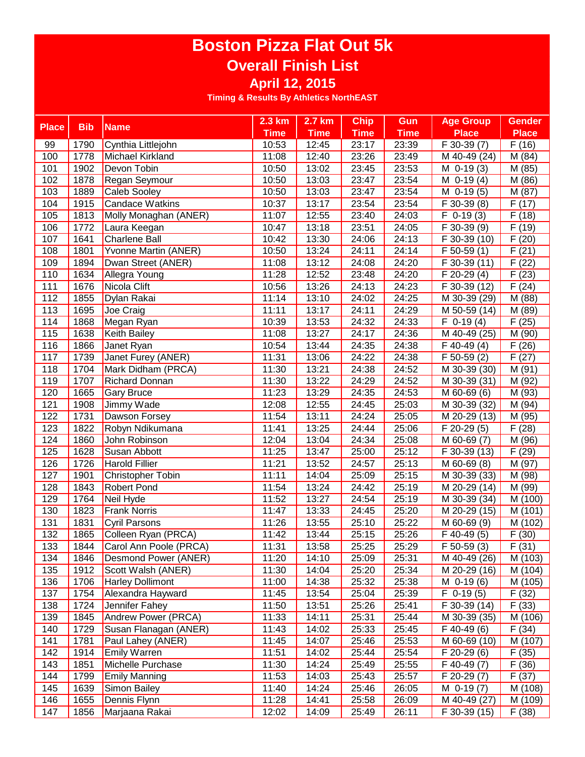# Boston Pizza Flat Out 5k

## Overall Finish List

### April 12, 2015

**Timing & Results By Athletics NorthEAST**

| Place | Bib | Name | 2.3 km Time | 2.7 km Time | Chip Time | Gun Time | Age Group Place | Gender Place |
|---|---|---|---|---|---|---|---|---|
| 99 | 1790 | Cynthia Littlejohn | 10:53 | 12:45 | 23:17 | 23:39 | F 30-39 (7) | F (16) |
| 100 | 1778 | Michael Kirkland | 11:08 | 12:40 | 23:26 | 23:49 | M 40-49 (24) | M (84) |
| 101 | 1902 | Devon Tobin | 10:50 | 13:02 | 23:45 | 23:53 | M 0-19 (3) | M (85) |
| 102 | 1878 | Regan Seymour | 10:50 | 13:03 | 23:47 | 23:54 | M 0-19 (4) | M (86) |
| 103 | 1889 | Caleb Sooley | 10:50 | 13:03 | 23:47 | 23:54 | M 0-19 (5) | M (87) |
| 104 | 1915 | Candace Watkins | 10:37 | 13:17 | 23:54 | 23:54 | F 30-39 (8) | F (17) |
| 105 | 1813 | Molly Monaghan (ANER) | 11:07 | 12:55 | 23:40 | 24:03 | F 0-19 (3) | F (18) |
| 106 | 1772 | Laura Keegan | 10:47 | 13:18 | 23:51 | 24:05 | F 30-39 (9) | F (19) |
| 107 | 1641 | Charlene Ball | 10:42 | 13:30 | 24:06 | 24:13 | F 30-39 (10) | F (20) |
| 108 | 1801 | Yvonne Martin (ANER) | 10:50 | 13:24 | 24:11 | 24:14 | F 50-59 (1) | F (21) |
| 109 | 1894 | Dwan Street (ANER) | 11:08 | 13:12 | 24:08 | 24:20 | F 30-39 (11) | F (22) |
| 110 | 1634 | Allegra Young | 11:28 | 12:52 | 23:48 | 24:20 | F 20-29 (4) | F (23) |
| 111 | 1676 | Nicola Clift | 10:56 | 13:26 | 24:13 | 24:23 | F 30-39 (12) | F (24) |
| 112 | 1855 | Dylan Rakai | 11:14 | 13:10 | 24:02 | 24:25 | M 30-39 (29) | M (88) |
| 113 | 1695 | Joe Craig | 11:11 | 13:17 | 24:11 | 24:29 | M 50-59 (14) | M (89) |
| 114 | 1868 | Megan Ryan | 10:39 | 13:53 | 24:32 | 24:33 | F 0-19 (4) | F (25) |
| 115 | 1638 | Keith Bailey | 11:08 | 13:27 | 24:17 | 24:36 | M 40-49 (25) | M (90) |
| 116 | 1866 | Janet Ryan | 10:54 | 13:44 | 24:35 | 24:38 | F 40-49 (4) | F (26) |
| 117 | 1739 | Janet Furey (ANER) | 11:31 | 13:06 | 24:22 | 24:38 | F 50-59 (2) | F (27) |
| 118 | 1704 | Mark Didham (PRCA) | 11:30 | 13:21 | 24:38 | 24:52 | M 30-39 (30) | M (91) |
| 119 | 1707 | Richard Donnan | 11:30 | 13:22 | 24:29 | 24:52 | M 30-39 (31) | M (92) |
| 120 | 1665 | Gary Bruce | 11:23 | 13:29 | 24:35 | 24:53 | M 60-69 (6) | M (93) |
| 121 | 1908 | Jimmy Wade | 12:08 | 12:55 | 24:45 | 25:03 | M 30-39 (32) | M (94) |
| 122 | 1731 | Dawson Forsey | 11:54 | 13:11 | 24:24 | 25:05 | M 20-29 (13) | M (95) |
| 123 | 1822 | Robyn Ndikumana | 11:41 | 13:25 | 24:44 | 25:06 | F 20-29 (5) | F (28) |
| 124 | 1860 | John Robinson | 12:04 | 13:04 | 24:34 | 25:08 | M 60-69 (7) | M (96) |
| 125 | 1628 | Susan Abbott | 11:25 | 13:47 | 25:00 | 25:12 | F 30-39 (13) | F (29) |
| 126 | 1726 | Harold Fillier | 11:21 | 13:52 | 24:57 | 25:13 | M 60-69 (8) | M (97) |
| 127 | 1901 | Christopher Tobin | 11:11 | 14:04 | 25:09 | 25:15 | M 30-39 (33) | M (98) |
| 128 | 1843 | Robert Pond | 11:54 | 13:24 | 24:42 | 25:19 | M 20-29 (14) | M (99) |
| 129 | 1764 | Neil Hyde | 11:52 | 13:27 | 24:54 | 25:19 | M 30-39 (34) | M (100) |
| 130 | 1823 | Frank Norris | 11:47 | 13:33 | 24:45 | 25:20 | M 20-29 (15) | M (101) |
| 131 | 1831 | Cyril Parsons | 11:26 | 13:55 | 25:10 | 25:22 | M 60-69 (9) | M (102) |
| 132 | 1865 | Colleen Ryan (PRCA) | 11:42 | 13:44 | 25:15 | 25:26 | F 40-49 (5) | F (30) |
| 133 | 1844 | Carol Ann Poole (PRCA) | 11:31 | 13:58 | 25:25 | 25:29 | F 50-59 (3) | F (31) |
| 134 | 1846 | Desmond Power (ANER) | 11:20 | 14:10 | 25:09 | 25:31 | M 40-49 (26) | M (103) |
| 135 | 1912 | Scott Walsh (ANER) | 11:30 | 14:04 | 25:20 | 25:34 | M 20-29 (16) | M (104) |
| 136 | 1706 | Harley Dollimont | 11:00 | 14:38 | 25:32 | 25:38 | M 0-19 (6) | M (105) |
| 137 | 1754 | Alexandra Hayward | 11:45 | 13:54 | 25:04 | 25:39 | F 0-19 (5) | F (32) |
| 138 | 1724 | Jennifer Fahey | 11:50 | 13:51 | 25:26 | 25:41 | F 30-39 (14) | F (33) |
| 139 | 1845 | Andrew Power (PRCA) | 11:33 | 14:11 | 25:31 | 25:44 | M 30-39 (35) | M (106) |
| 140 | 1729 | Susan Flanagan (ANER) | 11:43 | 14:02 | 25:33 | 25:45 | F 40-49 (6) | F (34) |
| 141 | 1781 | Paul Lahey (ANER) | 11:45 | 14:07 | 25:46 | 25:53 | M 60-69 (10) | M (107) |
| 142 | 1914 | Emily Warren | 11:51 | 14:02 | 25:44 | 25:54 | F 20-29 (6) | F (35) |
| 143 | 1851 | Michelle Purchase | 11:30 | 14:24 | 25:49 | 25:55 | F 40-49 (7) | F (36) |
| 144 | 1799 | Emily Manning | 11:53 | 14:03 | 25:43 | 25:57 | F 20-29 (7) | F (37) |
| 145 | 1639 | Simon Bailey | 11:40 | 14:24 | 25:46 | 26:05 | M 0-19 (7) | M (108) |
| 146 | 1655 | Dennis Flynn | 11:28 | 14:41 | 25:58 | 26:09 | M 40-49 (27) | M (109) |
| 147 | 1856 | Marjaana Rakai | 12:02 | 14:09 | 25:49 | 26:11 | F 30-39 (15) | F (38) |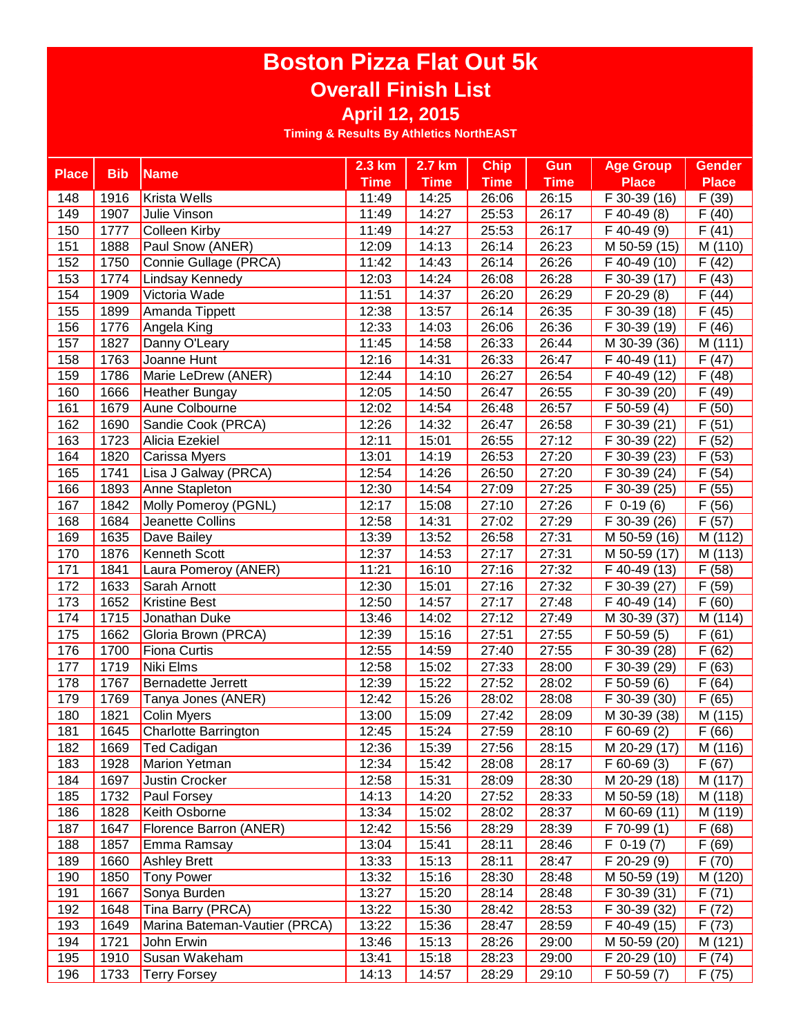# Boston Pizza Flat Out 5k

## Overall Finish List

### April 12, 2015

**Timing & Results By Athletics NorthEAST**

| Place | Bib | Name | 2.3 km Time | 2.7 km Time | Chip Time | Gun Time | Age Group Place | Gender Place |
|---|---|---|---|---|---|---|---|---|
| 148 | 1916 | Krista Wells | 11:49 | 14:25 | 26:06 | 26:15 | F 30-39 (16) | F (39) |
| 149 | 1907 | Julie Vinson | 11:49 | 14:27 | 25:53 | 26:17 | F 40-49 (8) | F (40) |
| 150 | 1777 | Colleen Kirby | 11:49 | 14:27 | 25:53 | 26:17 | F 40-49 (9) | F (41) |
| 151 | 1888 | Paul Snow (ANER) | 12:09 | 14:13 | 26:14 | 26:23 | M 50-59 (15) | M (110) |
| 152 | 1750 | Connie Gullage (PRCA) | 11:42 | 14:43 | 26:14 | 26:26 | F 40-49 (10) | F (42) |
| 153 | 1774 | Lindsay Kennedy | 12:03 | 14:24 | 26:08 | 26:28 | F 30-39 (17) | F (43) |
| 154 | 1909 | Victoria Wade | 11:51 | 14:37 | 26:20 | 26:29 | F 20-29 (8) | F (44) |
| 155 | 1899 | Amanda Tippett | 12:38 | 13:57 | 26:14 | 26:35 | F 30-39 (18) | F (45) |
| 156 | 1776 | Angela King | 12:33 | 14:03 | 26:06 | 26:36 | F 30-39 (19) | F (46) |
| 157 | 1827 | Danny O'Leary | 11:45 | 14:58 | 26:33 | 26:44 | M 30-39 (36) | M (111) |
| 158 | 1763 | Joanne Hunt | 12:16 | 14:31 | 26:33 | 26:47 | F 40-49 (11) | F (47) |
| 159 | 1786 | Marie LeDrew (ANER) | 12:44 | 14:10 | 26:27 | 26:54 | F 40-49 (12) | F (48) |
| 160 | 1666 | Heather Bungay | 12:05 | 14:50 | 26:47 | 26:55 | F 30-39 (20) | F (49) |
| 161 | 1679 | Aune Colbourne | 12:02 | 14:54 | 26:48 | 26:57 | F 50-59 (4) | F (50) |
| 162 | 1690 | Sandie Cook (PRCA) | 12:26 | 14:32 | 26:47 | 26:58 | F 30-39 (21) | F (51) |
| 163 | 1723 | Alicia Ezekiel | 12:11 | 15:01 | 26:55 | 27:12 | F 30-39 (22) | F (52) |
| 164 | 1820 | Carissa Myers | 13:01 | 14:19 | 26:53 | 27:20 | F 30-39 (23) | F (53) |
| 165 | 1741 | Lisa J Galway (PRCA) | 12:54 | 14:26 | 26:50 | 27:20 | F 30-39 (24) | F (54) |
| 166 | 1893 | Anne Stapleton | 12:30 | 14:54 | 27:09 | 27:25 | F 30-39 (25) | F (55) |
| 167 | 1842 | Molly Pomeroy (PGNL) | 12:17 | 15:08 | 27:10 | 27:26 | F 0-19 (6) | F (56) |
| 168 | 1684 | Jeanette Collins | 12:58 | 14:31 | 27:02 | 27:29 | F 30-39 (26) | F (57) |
| 169 | 1635 | Dave Bailey | 13:39 | 13:52 | 26:58 | 27:31 | M 50-59 (16) | M (112) |
| 170 | 1876 | Kenneth Scott | 12:37 | 14:53 | 27:17 | 27:31 | M 50-59 (17) | M (113) |
| 171 | 1841 | Laura Pomeroy (ANER) | 11:21 | 16:10 | 27:16 | 27:32 | F 40-49 (13) | F (58) |
| 172 | 1633 | Sarah Arnott | 12:30 | 15:01 | 27:16 | 27:32 | F 30-39 (27) | F (59) |
| 173 | 1652 | Kristine Best | 12:50 | 14:57 | 27:17 | 27:48 | F 40-49 (14) | F (60) |
| 174 | 1715 | Jonathan Duke | 13:46 | 14:02 | 27:12 | 27:49 | M 30-39 (37) | M (114) |
| 175 | 1662 | Gloria Brown (PRCA) | 12:39 | 15:16 | 27:51 | 27:55 | F 50-59 (5) | F (61) |
| 176 | 1700 | Fiona Curtis | 12:55 | 14:59 | 27:40 | 27:55 | F 30-39 (28) | F (62) |
| 177 | 1719 | Niki Elms | 12:58 | 15:02 | 27:33 | 28:00 | F 30-39 (29) | F (63) |
| 178 | 1767 | Bernadette Jerrett | 12:39 | 15:22 | 27:52 | 28:02 | F 50-59 (6) | F (64) |
| 179 | 1769 | Tanya Jones (ANER) | 12:42 | 15:26 | 28:02 | 28:08 | F 30-39 (30) | F (65) |
| 180 | 1821 | Colin Myers | 13:00 | 15:09 | 27:42 | 28:09 | M 30-39 (38) | M (115) |
| 181 | 1645 | Charlotte Barrington | 12:45 | 15:24 | 27:59 | 28:10 | F 60-69 (2) | F (66) |
| 182 | 1669 | Ted Cadigan | 12:36 | 15:39 | 27:56 | 28:15 | M 20-29 (17) | M (116) |
| 183 | 1928 | Marion Yetman | 12:34 | 15:42 | 28:08 | 28:17 | F 60-69 (3) | F (67) |
| 184 | 1697 | Justin Crocker | 12:58 | 15:31 | 28:09 | 28:30 | M 20-29 (18) | M (117) |
| 185 | 1732 | Paul Forsey | 14:13 | 14:20 | 27:52 | 28:33 | M 50-59 (18) | M (118) |
| 186 | 1828 | Keith Osborne | 13:34 | 15:02 | 28:02 | 28:37 | M 60-69 (11) | M (119) |
| 187 | 1647 | Florence Barron (ANER) | 12:42 | 15:56 | 28:29 | 28:39 | F 70-99 (1) | F (68) |
| 188 | 1857 | Emma Ramsay | 13:04 | 15:41 | 28:11 | 28:46 | F 0-19 (7) | F (69) |
| 189 | 1660 | Ashley Brett | 13:33 | 15:13 | 28:11 | 28:47 | F 20-29 (9) | F (70) |
| 190 | 1850 | Tony Power | 13:32 | 15:16 | 28:30 | 28:48 | M 50-59 (19) | M (120) |
| 191 | 1667 | Sonya Burden | 13:27 | 15:20 | 28:14 | 28:48 | F 30-39 (31) | F (71) |
| 192 | 1648 | Tina Barry (PRCA) | 13:22 | 15:30 | 28:42 | 28:53 | F 30-39 (32) | F (72) |
| 193 | 1649 | Marina Bateman-Vautier (PRCA) | 13:22 | 15:36 | 28:47 | 28:59 | F 40-49 (15) | F (73) |
| 194 | 1721 | John Erwin | 13:46 | 15:13 | 28:26 | 29:00 | M 50-59 (20) | M (121) |
| 195 | 1910 | Susan Wakeham | 13:41 | 15:18 | 28:23 | 29:00 | F 20-29 (10) | F (74) |
| 196 | 1733 | Terry Forsey | 14:13 | 14:57 | 28:29 | 29:10 | F 50-59 (7) | F (75) |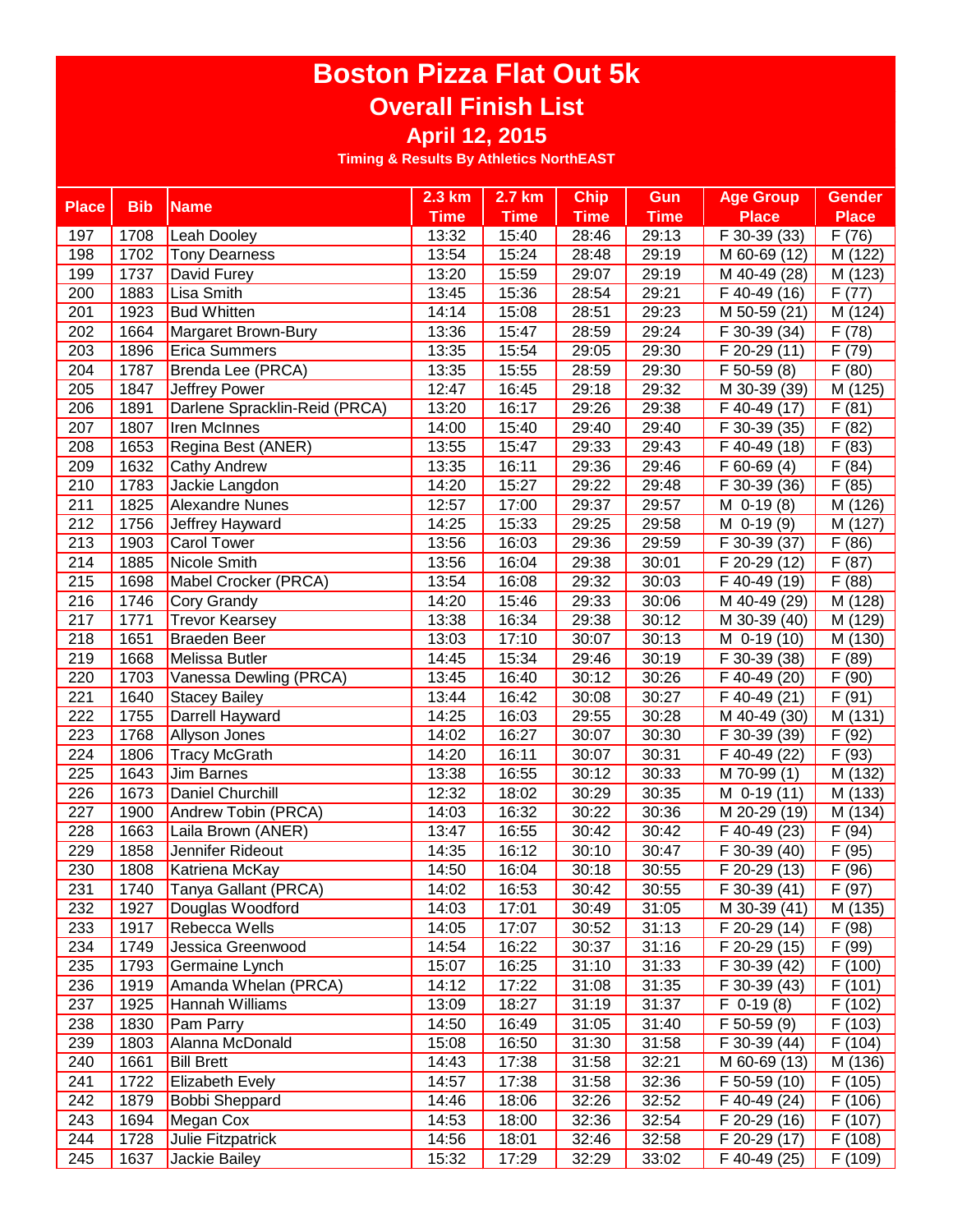# Boston Pizza Flat Out 5k

## Overall Finish List

### April 12, 2015

Timing & Results By Athletics NorthEAST

| Place | Bib | Name | 2.3 km Time | 2.7 km Time | Chip Time | Gun Time | Age Group Place | Gender Place |
|---|---|---|---|---|---|---|---|---|
| 197 | 1708 | Leah Dooley | 13:32 | 15:40 | 28:46 | 29:13 | F 30-39 (33) | F (76) |
| 198 | 1702 | Tony Dearness | 13:54 | 15:24 | 28:48 | 29:19 | M 60-69 (12) | M (122) |
| 199 | 1737 | David Furey | 13:20 | 15:59 | 29:07 | 29:19 | M 40-49 (28) | M (123) |
| 200 | 1883 | Lisa Smith | 13:45 | 15:36 | 28:54 | 29:21 | F 40-49 (16) | F (77) |
| 201 | 1923 | Bud Whitten | 14:14 | 15:08 | 28:51 | 29:23 | M 50-59 (21) | M (124) |
| 202 | 1664 | Margaret Brown-Bury | 13:36 | 15:47 | 28:59 | 29:24 | F 30-39 (34) | F (78) |
| 203 | 1896 | Erica Summers | 13:35 | 15:54 | 29:05 | 29:30 | F 20-29 (11) | F (79) |
| 204 | 1787 | Brenda Lee (PRCA) | 13:35 | 15:55 | 28:59 | 29:30 | F 50-59 (8) | F (80) |
| 205 | 1847 | Jeffrey Power | 12:47 | 16:45 | 29:18 | 29:32 | M 30-39 (39) | M (125) |
| 206 | 1891 | Darlene Spracklin-Reid (PRCA) | 13:20 | 16:17 | 29:26 | 29:38 | F 40-49 (17) | F (81) |
| 207 | 1807 | Iren McInnes | 14:00 | 15:40 | 29:40 | 29:40 | F 30-39 (35) | F (82) |
| 208 | 1653 | Regina Best (ANER) | 13:55 | 15:47 | 29:33 | 29:43 | F 40-49 (18) | F (83) |
| 209 | 1632 | Cathy Andrew | 13:35 | 16:11 | 29:36 | 29:46 | F 60-69 (4) | F (84) |
| 210 | 1783 | Jackie Langdon | 14:20 | 15:27 | 29:22 | 29:48 | F 30-39 (36) | F (85) |
| 211 | 1825 | Alexandre Nunes | 12:57 | 17:00 | 29:37 | 29:57 | M 0-19 (8) | M (126) |
| 212 | 1756 | Jeffrey Hayward | 14:25 | 15:33 | 29:25 | 29:58 | M 0-19 (9) | M (127) |
| 213 | 1903 | Carol Tower | 13:56 | 16:03 | 29:36 | 29:59 | F 30-39 (37) | F (86) |
| 214 | 1885 | Nicole Smith | 13:56 | 16:04 | 29:38 | 30:01 | F 20-29 (12) | F (87) |
| 215 | 1698 | Mabel Crocker (PRCA) | 13:54 | 16:08 | 29:32 | 30:03 | F 40-49 (19) | F (88) |
| 216 | 1746 | Cory Grandy | 14:20 | 15:46 | 29:33 | 30:06 | M 40-49 (29) | M (128) |
| 217 | 1771 | Trevor Kearsey | 13:38 | 16:34 | 29:38 | 30:12 | M 30-39 (40) | M (129) |
| 218 | 1651 | Braeden Beer | 13:03 | 17:10 | 30:07 | 30:13 | M 0-19 (10) | M (130) |
| 219 | 1668 | Melissa Butler | 14:45 | 15:34 | 29:46 | 30:19 | F 30-39 (38) | F (89) |
| 220 | 1703 | Vanessa Dewling (PRCA) | 13:45 | 16:40 | 30:12 | 30:26 | F 40-49 (20) | F (90) |
| 221 | 1640 | Stacey Bailey | 13:44 | 16:42 | 30:08 | 30:27 | F 40-49 (21) | F (91) |
| 222 | 1755 | Darrell Hayward | 14:25 | 16:03 | 29:55 | 30:28 | M 40-49 (30) | M (131) |
| 223 | 1768 | Allyson Jones | 14:02 | 16:27 | 30:07 | 30:30 | F 30-39 (39) | F (92) |
| 224 | 1806 | Tracy McGrath | 14:20 | 16:11 | 30:07 | 30:31 | F 40-49 (22) | F (93) |
| 225 | 1643 | Jim Barnes | 13:38 | 16:55 | 30:12 | 30:33 | M 70-99 (1) | M (132) |
| 226 | 1673 | Daniel Churchill | 12:32 | 18:02 | 30:29 | 30:35 | M 0-19 (11) | M (133) |
| 227 | 1900 | Andrew Tobin (PRCA) | 14:03 | 16:32 | 30:22 | 30:36 | M 20-29 (19) | M (134) |
| 228 | 1663 | Laila Brown (ANER) | 13:47 | 16:55 | 30:42 | 30:42 | F 40-49 (23) | F (94) |
| 229 | 1858 | Jennifer Rideout | 14:35 | 16:12 | 30:10 | 30:47 | F 30-39 (40) | F (95) |
| 230 | 1808 | Katriena McKay | 14:50 | 16:04 | 30:18 | 30:55 | F 20-29 (13) | F (96) |
| 231 | 1740 | Tanya Gallant (PRCA) | 14:02 | 16:53 | 30:42 | 30:55 | F 30-39 (41) | F (97) |
| 232 | 1927 | Douglas Woodford | 14:03 | 17:01 | 30:49 | 31:05 | M 30-39 (41) | M (135) |
| 233 | 1917 | Rebecca Wells | 14:05 | 17:07 | 30:52 | 31:13 | F 20-29 (14) | F (98) |
| 234 | 1749 | Jessica Greenwood | 14:54 | 16:22 | 30:37 | 31:16 | F 20-29 (15) | F (99) |
| 235 | 1793 | Germaine Lynch | 15:07 | 16:25 | 31:10 | 31:33 | F 30-39 (42) | F (100) |
| 236 | 1919 | Amanda Whelan (PRCA) | 14:12 | 17:22 | 31:08 | 31:35 | F 30-39 (43) | F (101) |
| 237 | 1925 | Hannah Williams | 13:09 | 18:27 | 31:19 | 31:37 | F 0-19 (8) | F (102) |
| 238 | 1830 | Pam Parry | 14:50 | 16:49 | 31:05 | 31:40 | F 50-59 (9) | F (103) |
| 239 | 1803 | Alanna McDonald | 15:08 | 16:50 | 31:30 | 31:58 | F 30-39 (44) | F (104) |
| 240 | 1661 | Bill Brett | 14:43 | 17:38 | 31:58 | 32:21 | M 60-69 (13) | M (136) |
| 241 | 1722 | Elizabeth Evely | 14:57 | 17:38 | 31:58 | 32:36 | F 50-59 (10) | F (105) |
| 242 | 1879 | Bobbi Sheppard | 14:46 | 18:06 | 32:26 | 32:52 | F 40-49 (24) | F (106) |
| 243 | 1694 | Megan Cox | 14:53 | 18:00 | 32:36 | 32:54 | F 20-29 (16) | F (107) |
| 244 | 1728 | Julie Fitzpatrick | 14:56 | 18:01 | 32:46 | 32:58 | F 20-29 (17) | F (108) |
| 245 | 1637 | Jackie Bailey | 15:32 | 17:29 | 32:29 | 33:02 | F 40-49 (25) | F (109) |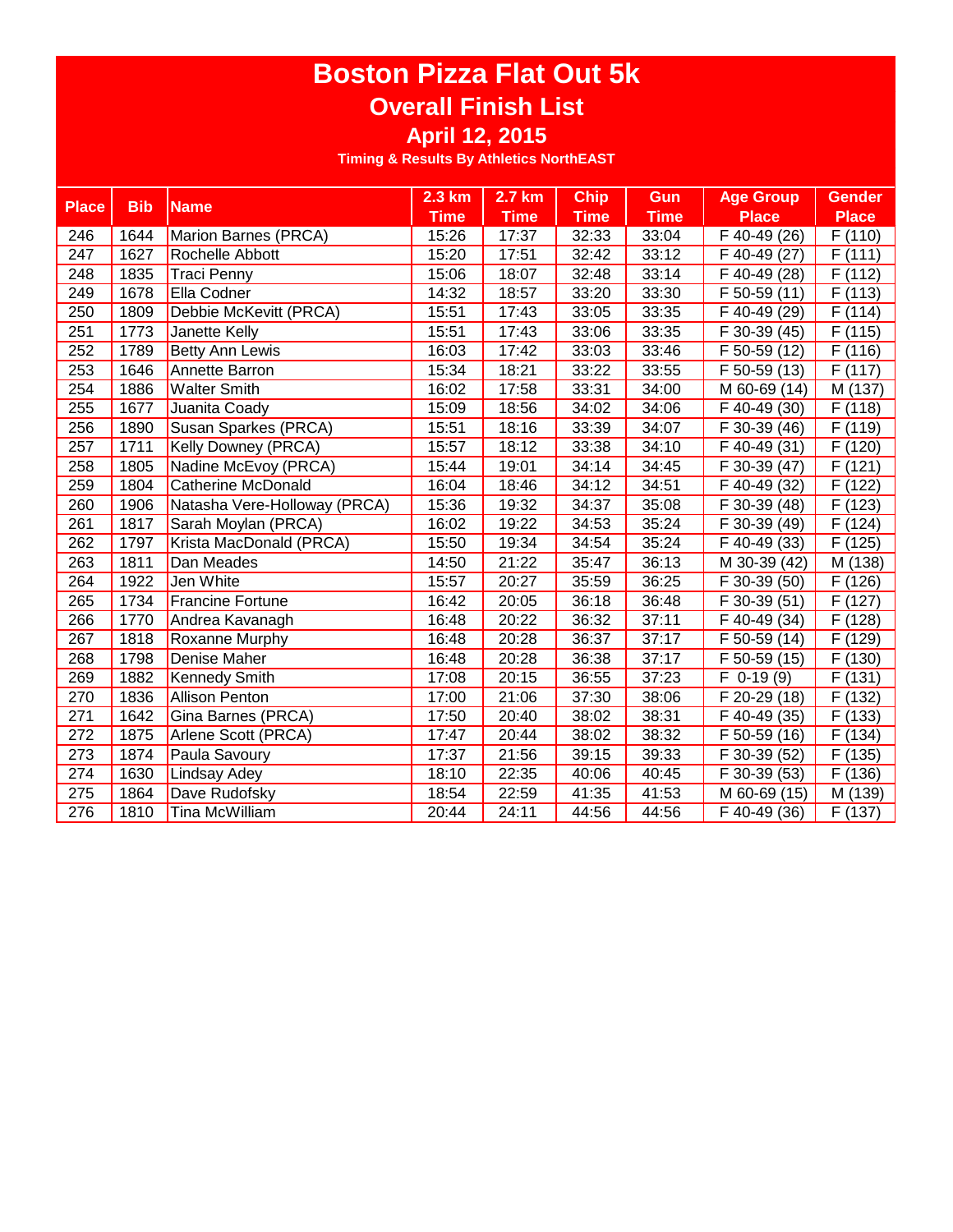# Boston Pizza Flat Out 5k

## Overall Finish List

### April 12, 2015

**Timing & Results By Athletics NorthEAST**

| Place | Bib | Name | 2.3 km Time | 2.7 km Time | Chip Time | Gun Time | Age Group Place | Gender Place |
|---|---|---|---|---|---|---|---|---|
| 246 | 1644 | Marion Barnes (PRCA) | 15:26 | 17:37 | 32:33 | 33:04 | F 40-49 (26) | F (110) |
| 247 | 1627 | Rochelle Abbott | 15:20 | 17:51 | 32:42 | 33:12 | F 40-49 (27) | F (111) |
| 248 | 1835 | Traci Penny | 15:06 | 18:07 | 32:48 | 33:14 | F 40-49 (28) | F (112) |
| 249 | 1678 | Ella Codner | 14:32 | 18:57 | 33:20 | 33:30 | F 50-59 (11) | F (113) |
| 250 | 1809 | Debbie McKevitt (PRCA) | 15:51 | 17:43 | 33:05 | 33:35 | F 40-49 (29) | F (114) |
| 251 | 1773 | Janette Kelly | 15:51 | 17:43 | 33:06 | 33:35 | F 30-39 (45) | F (115) |
| 252 | 1789 | Betty Ann Lewis | 16:03 | 17:42 | 33:03 | 33:46 | F 50-59 (12) | F (116) |
| 253 | 1646 | Annette Barron | 15:34 | 18:21 | 33:22 | 33:55 | F 50-59 (13) | F (117) |
| 254 | 1886 | Walter Smith | 16:02 | 17:58 | 33:31 | 34:00 | M 60-69 (14) | M (137) |
| 255 | 1677 | Juanita Coady | 15:09 | 18:56 | 34:02 | 34:06 | F 40-49 (30) | F (118) |
| 256 | 1890 | Susan Sparkes (PRCA) | 15:51 | 18:16 | 33:39 | 34:07 | F 30-39 (46) | F (119) |
| 257 | 1711 | Kelly Downey (PRCA) | 15:57 | 18:12 | 33:38 | 34:10 | F 40-49 (31) | F (120) |
| 258 | 1805 | Nadine McEvoy (PRCA) | 15:44 | 19:01 | 34:14 | 34:45 | F 30-39 (47) | F (121) |
| 259 | 1804 | Catherine McDonald | 16:04 | 18:46 | 34:12 | 34:51 | F 40-49 (32) | F (122) |
| 260 | 1906 | Natasha Vere-Holloway (PRCA) | 15:36 | 19:32 | 34:37 | 35:08 | F 30-39 (48) | F (123) |
| 261 | 1817 | Sarah Moylan (PRCA) | 16:02 | 19:22 | 34:53 | 35:24 | F 30-39 (49) | F (124) |
| 262 | 1797 | Krista MacDonald (PRCA) | 15:50 | 19:34 | 34:54 | 35:24 | F 40-49 (33) | F (125) |
| 263 | 1811 | Dan Meades | 14:50 | 21:22 | 35:47 | 36:13 | M 30-39 (42) | M (138) |
| 264 | 1922 | Jen White | 15:57 | 20:27 | 35:59 | 36:25 | F 30-39 (50) | F (126) |
| 265 | 1734 | Francine Fortune | 16:42 | 20:05 | 36:18 | 36:48 | F 30-39 (51) | F (127) |
| 266 | 1770 | Andrea Kavanagh | 16:48 | 20:22 | 36:32 | 37:11 | F 40-49 (34) | F (128) |
| 267 | 1818 | Roxanne Murphy | 16:48 | 20:28 | 36:37 | 37:17 | F 50-59 (14) | F (129) |
| 268 | 1798 | Denise Maher | 16:48 | 20:28 | 36:38 | 37:17 | F 50-59 (15) | F (130) |
| 269 | 1882 | Kennedy Smith | 17:08 | 20:15 | 36:55 | 37:23 | F 0-19 (9) | F (131) |
| 270 | 1836 | Allison Penton | 17:00 | 21:06 | 37:30 | 38:06 | F 20-29 (18) | F (132) |
| 271 | 1642 | Gina Barnes (PRCA) | 17:50 | 20:40 | 38:02 | 38:31 | F 40-49 (35) | F (133) |
| 272 | 1875 | Arlene Scott (PRCA) | 17:47 | 20:44 | 38:02 | 38:32 | F 50-59 (16) | F (134) |
| 273 | 1874 | Paula Savoury | 17:37 | 21:56 | 39:15 | 39:33 | F 30-39 (52) | F (135) |
| 274 | 1630 | Lindsay Adey | 18:10 | 22:35 | 40:06 | 40:45 | F 30-39 (53) | F (136) |
| 275 | 1864 | Dave Rudofsky | 18:54 | 22:59 | 41:35 | 41:53 | M 60-69 (15) | M (139) |
| 276 | 1810 | Tina McWilliam | 20:44 | 24:11 | 44:56 | 44:56 | F 40-49 (36) | F (137) |